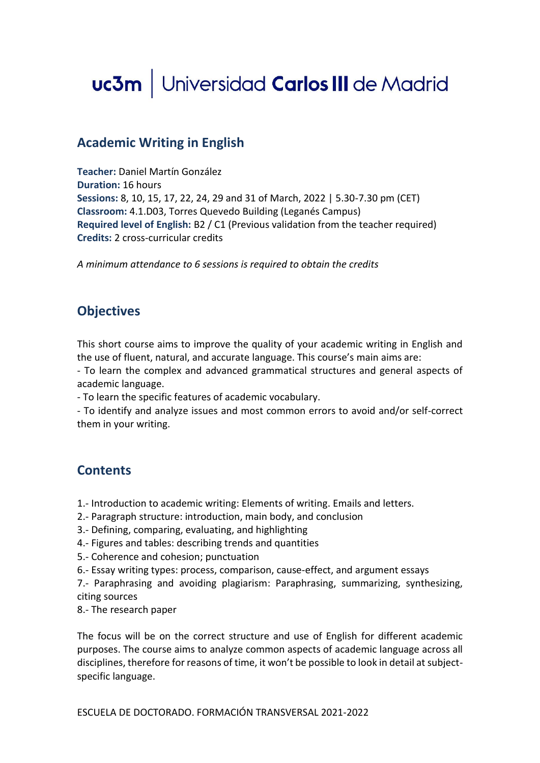uc3m | Universidad Carlos III de Madrid

## Academic Writing in English

**Teacher:** Daniel Martín González
**Duration:** 16 hours
**Sessions:** 8, 10, 15, 17, 22, 24, 29 and 31 of March, 2022 | 5.30-7.30 pm (CET)
**Classroom:** 4.1.D03, Torres Quevedo Building (Leganés Campus)
**Required level of English:** B2 / C1 (Previous validation from the teacher required)
**Credits:** 2 cross-curricular credits

*A minimum attendance to 6 sessions is required to obtain the credits*

## Objectives

This short course aims to improve the quality of your academic writing in English and the use of fluent, natural, and accurate language. This course's main aims are:
- To learn the complex and advanced grammatical structures and general aspects of academic language.
- To learn the specific features of academic vocabulary.
- To identify and analyze issues and most common errors to avoid and/or self-correct them in your writing.

## Contents

1.- Introduction to academic writing: Elements of writing. Emails and letters.
2.- Paragraph structure: introduction, main body, and conclusion
3.- Defining, comparing, evaluating, and highlighting
4.- Figures and tables: describing trends and quantities
5.- Coherence and cohesion; punctuation
6.- Essay writing types: process, comparison, cause-effect, and argument essays
7.- Paraphrasing and avoiding plagiarism: Paraphrasing, summarizing, synthesizing, citing sources
8.- The research paper

The focus will be on the correct structure and use of English for different academic purposes. The course aims to analyze common aspects of academic language across all disciplines, therefore for reasons of time, it won't be possible to look in detail at subject-specific language.

ESCUELA DE DOCTORADO. FORMACIÓN TRANSVERSAL 2021-2022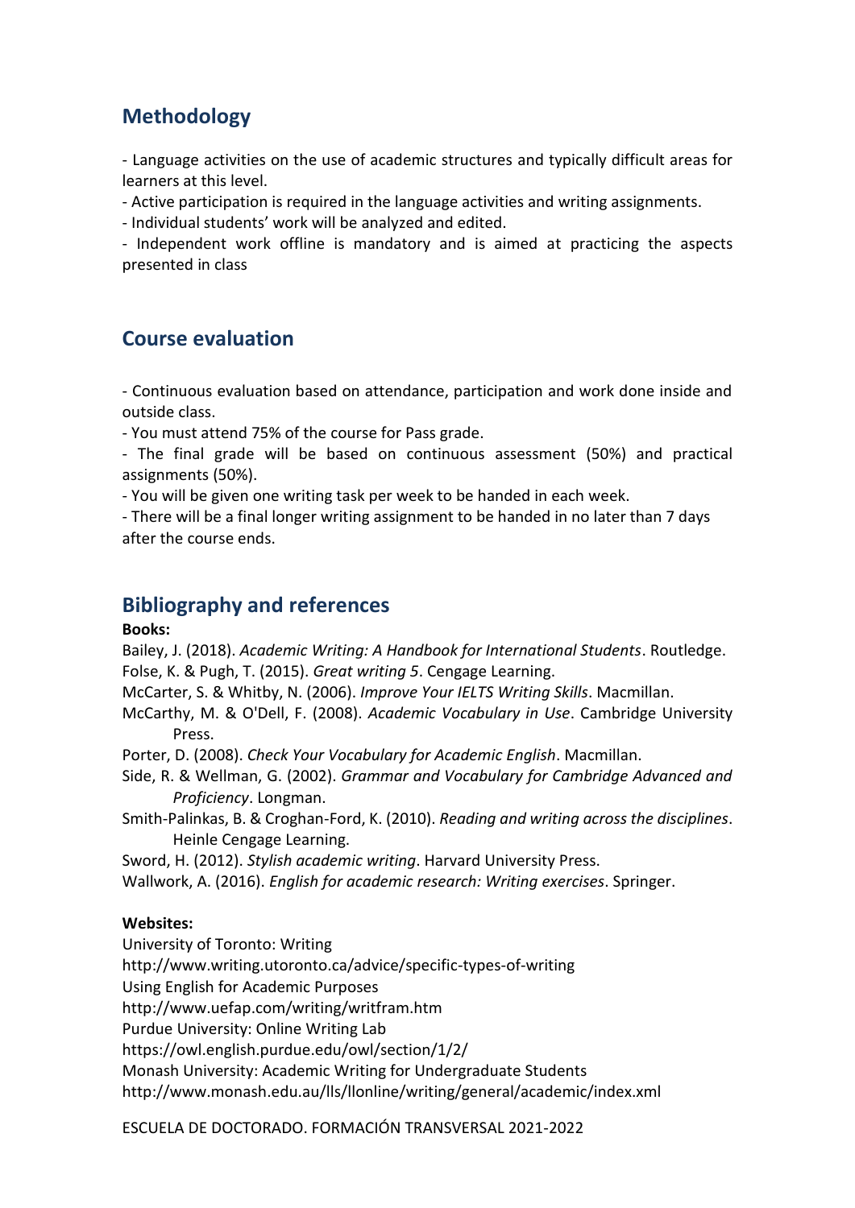## Methodology

- Language activities on the use of academic structures and typically difficult areas for learners at this level.
- Active participation is required in the language activities and writing assignments.
- Individual students' work will be analyzed and edited.
- Independent work offline is mandatory and is aimed at practicing the aspects presented in class

## Course evaluation

- Continuous evaluation based on attendance, participation and work done inside and outside class.
- You must attend 75% of the course for Pass grade.
- The final grade will be based on continuous assessment (50%) and practical assignments (50%).
- You will be given one writing task per week to be handed in each week.
- There will be a final longer writing assignment to be handed in no later than 7 days after the course ends.

## Bibliography and references

**Books:**

Bailey, J. (2018). *Academic Writing: A Handbook for International Students*. Routledge.

Folse, K. & Pugh, T. (2015). *Great writing 5*. Cengage Learning.

McCarter, S. & Whitby, N. (2006). *Improve Your IELTS Writing Skills*. Macmillan.

McCarthy, M. & O'Dell, F. (2008). *Academic Vocabulary in Use*. Cambridge University Press.

Porter, D. (2008). *Check Your Vocabulary for Academic English*. Macmillan.

Side, R. & Wellman, G. (2002). *Grammar and Vocabulary for Cambridge Advanced and Proficiency*. Longman.

Smith-Palinkas, B. & Croghan-Ford, K. (2010). *Reading and writing across the disciplines*. Heinle Cengage Learning.

Sword, H. (2012). *Stylish academic writing*. Harvard University Press.

Wallwork, A. (2016). *English for academic research: Writing exercises*. Springer.

**Websites:**

University of Toronto: Writing
http://www.writing.utoronto.ca/advice/specific-types-of-writing

Using English for Academic Purposes
http://www.uefap.com/writing/writfram.htm

Purdue University: Online Writing Lab
https://owl.english.purdue.edu/owl/section/1/2/

Monash University: Academic Writing for Undergraduate Students
http://www.monash.edu.au/lls/llonline/writing/general/academic/index.xml